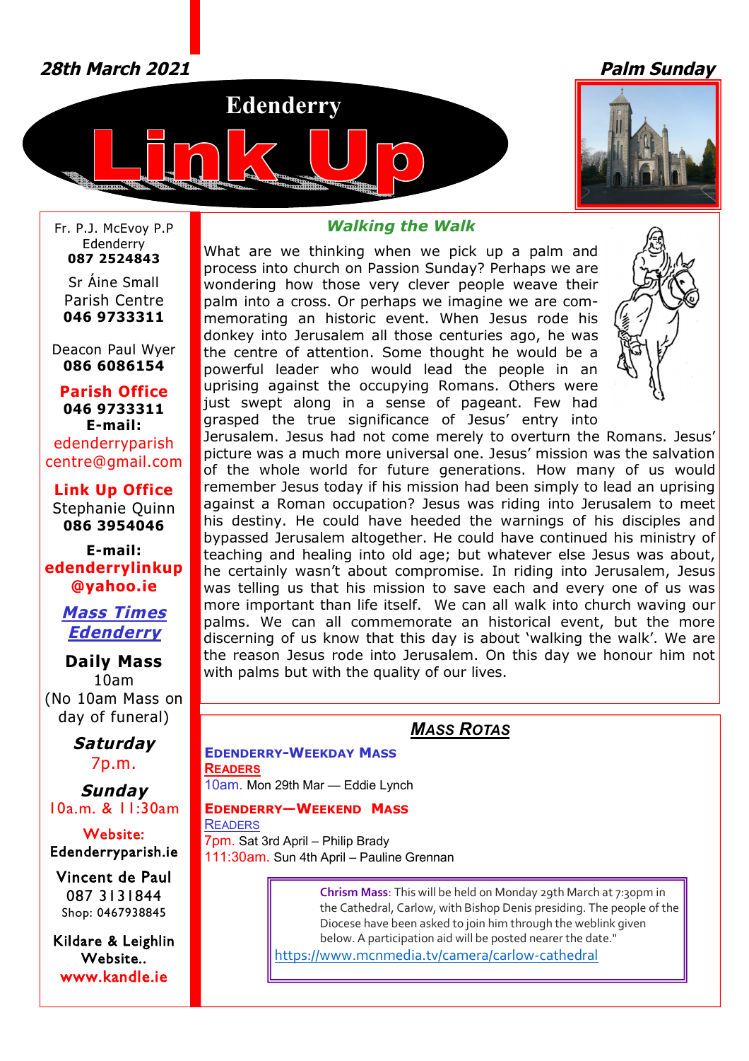*28th March 2021* **Palm Sunday**

# Edenderry Link Up

Fr. P.J. McEvoy P.P
Edenderry
**087 2524843**

Sr Áine Small
Parish Centre
**046 9733311**

Deacon Paul Wyer
**086 6086154**

**Parish Office**
**046 9733311**
**E-mail:**
edenderryparish centre@gmail.com

**Link Up Office**
Stephanie Quinn
**086 3954046**

**E-mail:**
**edenderrylinkup @yahoo.ie**

***Mass Times Edenderry***

**Daily Mass**
10am
(No 10am Mass on day of funeral)

***Saturday***
7p.m.

***Sunday***
10a.m. & 11:30am

**Website:**
Edenderryparish.ie

Vincent de Paul
087 3131844
Shop: 0467938845

Kildare & Leighlin Website..
www.kandle.ie

## *Walking the Walk*

What are we thinking when we pick up a palm and process into church on Passion Sunday? Perhaps we are wondering how those very clever people weave their palm into a cross. Or perhaps we imagine we are commemorating an historic event. When Jesus rode his donkey into Jerusalem all those centuries ago, he was the centre of attention. Some thought he would be a powerful leader who would lead the people in an uprising against the occupying Romans. Others were just swept along in a sense of pageant. Few had grasped the true significance of Jesus' entry into Jerusalem. Jesus had not come merely to overturn the Romans. Jesus' picture was a much more universal one. Jesus' mission was the salvation of the whole world for future generations. How many of us would remember Jesus today if his mission had been simply to lead an uprising against a Roman occupation? Jesus was riding into Jerusalem to meet his destiny. He could have heeded the warnings of his disciples and bypassed Jerusalem altogether. He could have continued his ministry of teaching and healing into old age; but whatever else Jesus was about, he certainly wasn't about compromise. In riding into Jerusalem, Jesus was telling us that his mission to save each and every one of us was more important than life itself. We can all walk into church waving our palms. We can all commemorate an historical event, but the more discerning of us know that this day is about 'walking the walk'. We are the reason Jesus rode into Jerusalem. On this day we honour him not with palms but with the quality of our lives.

## *Mass Rotas*

**Edenderry-Weekday Mass**
**Readers**
10am. Mon 29th Mar — Eddie Lynch

**Edenderry—Weekend Mass**
Readers
7pm. Sat 3rd April – Philip Brady
111:30am. Sun 4th April – Pauline Grennan

**Chrism Mass**: This will be held on Monday 29th March at 7:30pm in the Cathedral, Carlow, with Bishop Denis presiding. The people of the Diocese have been asked to join him through the weblink given below. A participation aid will be posted nearer the date."
https://www.mcnmedia.tv/camera/carlow-cathedral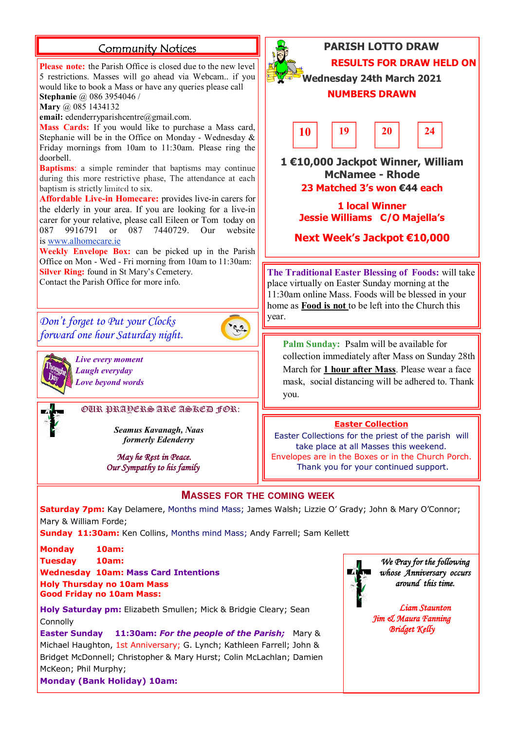## Community Notices

**Please note:** the Parish Office is closed due to the new level 5 restrictions. Masses will go ahead via Webcam.. if you would like to book a Mass or have any queries please call **Stephanie** @ 086 3954046 / **Mary** @ 085 1434132
**email:** edenderryparishcentre@gmail.com.

**Mass Cards:** If you would like to purchase a Mass card, Stephanie will be in the Office on Monday - Wednesday & Friday mornings from 10am to 11:30am. Please ring the doorbell.

**Baptisms**: a simple reminder that baptisms may continue during this more restrictive phase, The attendance at each baptism is strictly limited to six.

**Affordable Live-in Homecare:** provides live-in carers for the elderly in your area. If you are looking for a live-in carer for your relative, please call Eileen or Tom today on 087 9916791 or 087 7440729. Our website is www.alhomecare.ie

**Weekly Envelope Box:** can be picked up in the Parish Office on Mon - Wed - Fri morning from 10am to 11:30am:

**Silver Ring:** found in St Mary's Cemetery. Contact the Parish Office for more info.

*Don't forget to Put your Clocks forward one hour Saturday night.*

*Live every moment*
*Laugh everyday*
*Love beyond words*

### OUR PRAYERS ARE ASKED FOR:

***Seamus Kavanagh, Naas formerly Edenderry***

*May he Rest in Peace.*
*Our Sympathy to his family*

## PARISH LOTTO DRAW

**RESULTS FOR DRAW HELD ON Wednesday 24th March 2021**

**NUMBERS DRAWN**

**10 19 20 24**

**1 €10,000 Jackpot Winner, William McNamee - Rhode**

**23 Matched 3's won €44 each**

**1 local Winner**
**Jessie Williams C/O Majella's**

**Next Week's Jackpot €10,000**

**The Traditional Easter Blessing of Foods:** will take place virtually on Easter Sunday morning at the 11:30am online Mass. Foods will be blessed in your home as **Food is not** to be left into the Church this year.

**Palm Sunday:** Psalm will be available for collection immediately after Mass on Sunday 28th March for **1 hour after Mass**. Please wear a face mask, social distancing will be adhered to. Thank you.

**Easter Collection**

Easter Collections for the priest of the parish will take place at all Masses this weekend.
Envelopes are in the Boxes or in the Church Porch.
Thank you for your continued support.

## MASSES FOR THE COMING WEEK

**Saturday 7pm:** Kay Delamere, Months mind Mass; James Walsh; Lizzie O' Grady; John & Mary O'Connor; Mary & William Forde;

**Sunday 11:30am:** Ken Collins, Months mind Mass; Andy Farrell; Sam Kellett

**Monday 10am:**
**Tuesday 10am:**
**Wednesday 10am: Mass Card Intentions**
**Holy Thursday no 10am Mass**
**Good Friday no 10am Mass:**

**Holy Saturday pm:** Elizabeth Smullen; Mick & Bridgie Cleary; Sean Connolly

**Easter Sunday 11:30am:** ***For the people of the Parish;*** Mary & Michael Haughton, 1st Anniversary; G. Lynch; Kathleen Farrell; John & Bridget McDonnell; Christopher & Mary Hurst; Colin McLachlan; Damien McKeon; Phil Murphy;

**Monday (Bank Holiday) 10am:**

*We Pray for the following whose Anniversary occurs around this time.*

*Liam Staunton*
*Jim & Maura Fanning*
*Bridget Kelly*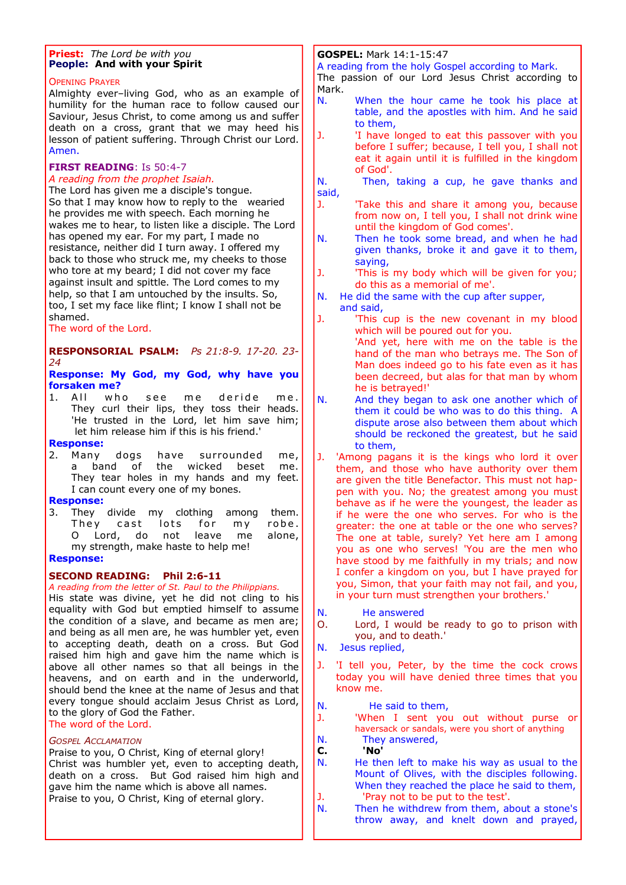**Priest:** *The Lord be with you*
**People: And with your Spirit**

OPENING PRAYER

Almighty ever–living God, who as an example of humility for the human race to follow caused our Saviour, Jesus Christ, to come among us and suffer death on a cross, grant that we may heed his lesson of patient suffering. Through Christ our Lord. Amen.

**FIRST READING**: Is 50:4-7

*A reading from the prophet Isaiah.*

The Lord has given me a disciple's tongue.
So that I may know how to reply to the wearied he provides me with speech. Each morning he wakes me to hear, to listen like a disciple. The Lord has opened my ear. For my part, I made no resistance, neither did I turn away. I offered my back to those who struck me, my cheeks to those who tore at my beard; I did not cover my face against insult and spittle. The Lord comes to my help, so that I am untouched by the insults. So, too, I set my face like flint; I know I shall not be shamed.
The word of the Lord.

**RESPONSORIAL PSALM:** *Ps 21:8-9. 17-20. 23-24*

**Response: My God, my God, why have you forsaken me?**

1. All who see me deride me. They curl their lips, they toss their heads. 'He trusted in the Lord, let him save him; let him release him if this is his friend.'

**Response:**

2. Many dogs have surrounded me, a band of the wicked beset me. They tear holes in my hands and my feet. I can count every one of my bones.

**Response:**

3. They divide my clothing among them. They cast lots for my robe. O Lord, do not leave me alone, my strength, make haste to help me!

**Response:**

**SECOND READING: Phil 2:6-11**

*A reading from the letter of St. Paul to the Philippians.*

His state was divine, yet he did not cling to his equality with God but emptied himself to assume the condition of a slave, and became as men are; and being as all men are, he was humbler yet, even to accepting death, death on a cross. But God raised him high and gave him the name which is above all other names so that all beings in the heavens, on earth and in the underworld, should bend the knee at the name of Jesus and that every tongue should acclaim Jesus Christ as Lord, to the glory of God the Father.
The word of the Lord.

*GOSPEL ACCLAMATION*

Praise to you, O Christ, King of eternal glory!
Christ was humbler yet, even to accepting death, death on a cross. But God raised him high and gave him the name which is above all names.
Praise to you, O Christ, King of eternal glory.

**GOSPEL:** Mark 14:1-15:47

A reading from the holy Gospel according to Mark.
The passion of our Lord Jesus Christ according to Mark.

N. When the hour came he took his place at table, and the apostles with him. And he said to them,

J. 'I have longed to eat this passover with you before I suffer; because, I tell you, I shall not eat it again until it is fulfilled in the kingdom of God'.

N. Then, taking a cup, he gave thanks and said,

J. 'Take this and share it among you, because from now on, I tell you, I shall not drink wine until the kingdom of God comes'.

N. Then he took some bread, and when he had given thanks, broke it and gave it to them, saying,

J. 'This is my body which will be given for you; do this as a memorial of me'.

N. He did the same with the cup after supper, and said,

J. 'This cup is the new covenant in my blood which will be poured out for you.
'And yet, here with me on the table is the hand of the man who betrays me. The Son of Man does indeed go to his fate even as it has been decreed, but alas for that man by whom he is betrayed!'

N. And they began to ask one another which of them it could be who was to do this thing. A dispute arose also between them about which should be reckoned the greatest, but he said to them,

J. 'Among pagans it is the kings who lord it over them, and those who have authority over them are given the title Benefactor. This must not happen with you. No; the greatest among you must behave as if he were the youngest, the leader as if he were the one who serves. For who is the greater: the one at table or the one who serves? The one at table, surely? Yet here am I among you as one who serves! 'You are the men who have stood by me faithfully in my trials; and now I confer a kingdom on you, but I have prayed for you, Simon, that your faith may not fail, and you, in your turn must strengthen your brothers.'

N. He answered

O. Lord, I would be ready to go to prison with you, and to death.'

N. Jesus replied,

J. 'I tell you, Peter, by the time the cock crows today you will have denied three times that you know me.

N. He said to them,

J. 'When I sent you out without purse or haversack or sandals, were you short of anything

N. They answered,

**C. 'No'**

N. He then left to make his way as usual to the Mount of Olives, with the disciples following. When they reached the place he said to them,

J. 'Pray not to be put to the test'.

N. Then he withdrew from them, about a stone's throw away, and knelt down and prayed,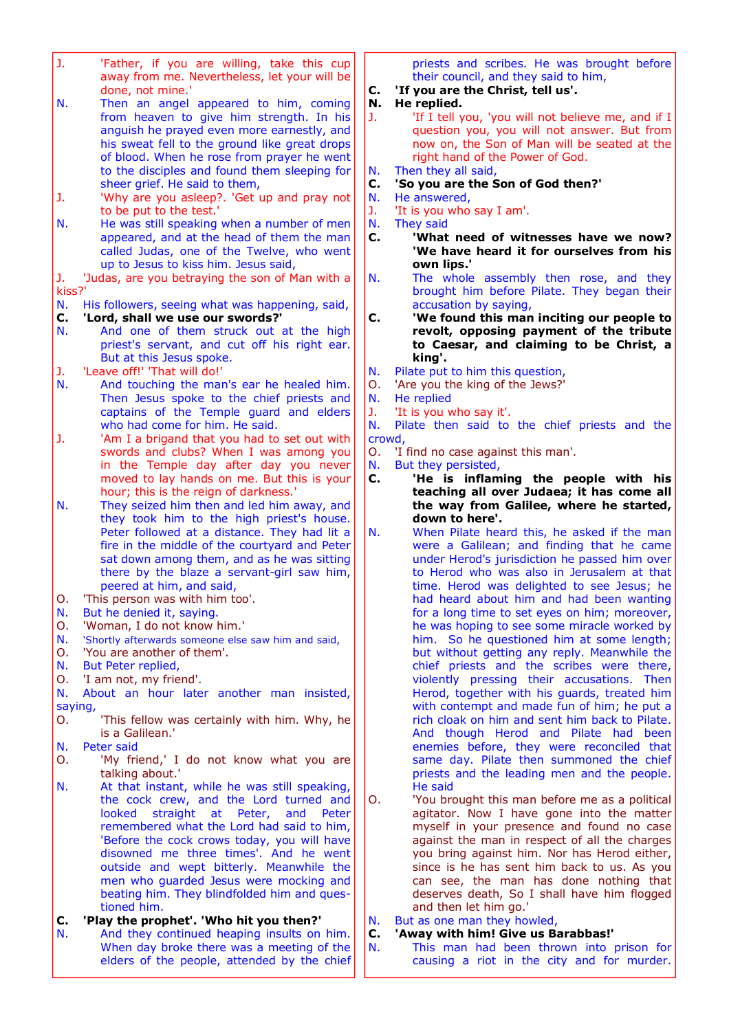J. 'Father, if you are willing, take this cup away from me. Nevertheless, let your will be done, not mine.'

N. Then an angel appeared to him, coming from heaven to give him strength. In his anguish he prayed even more earnestly, and his sweat fell to the ground like great drops of blood. When he rose from prayer he went to the disciples and found them sleeping for sheer grief. He said to them,

J. 'Why are you asleep?. 'Get up and pray not to be put to the test.'

N. He was still speaking when a number of men appeared, and at the head of them the man called Judas, one of the Twelve, who went up to Jesus to kiss him. Jesus said,

J. 'Judas, are you betraying the son of Man with a kiss?'

N. His followers, seeing what was happening, said,

**C. 'Lord, shall we use our swords?'**

N. And one of them struck out at the high priest's servant, and cut off his right ear. But at this Jesus spoke.

J. 'Leave off!' 'That will do!'

N. And touching the man's ear he healed him. Then Jesus spoke to the chief priests and captains of the Temple guard and elders who had come for him. He said.

J. 'Am I a brigand that you had to set out with swords and clubs? When I was among you in the Temple day after day you never moved to lay hands on me. But this is your hour; this is the reign of darkness.'

N. They seized him then and led him away, and they took him to the high priest's house. Peter followed at a distance. They had lit a fire in the middle of the courtyard and Peter sat down among them, and as he was sitting there by the blaze a servant-girl saw him, peered at him, and said,

O. 'This person was with him too'.

N. But he denied it, saying.

O. 'Woman, I do not know him.'

N. 'Shortly afterwards someone else saw him and said,

O. 'You are another of them'.

N. But Peter replied,

O. 'I am not, my friend'.

N. About an hour later another man insisted, saying,

O. 'This fellow was certainly with him. Why, he is a Galilean.'

N. Peter said

O. 'My friend,' I do not know what you are talking about.'

N. At that instant, while he was still speaking, the cock crew, and the Lord turned and looked straight at Peter, and Peter remembered what the Lord had said to him, 'Before the cock crows today, you will have disowned me three times'. And he went outside and wept bitterly. Meanwhile the men who guarded Jesus were mocking and beating him. They blindfolded him and questioned him.

**C. 'Play the prophet'. 'Who hit you then?'**

N. And they continued heaping insults on him. When day broke there was a meeting of the elders of the people, attended by the chief priests and scribes. He was brought before their council, and they said to him,

**C. 'If you are the Christ, tell us'.**

**N. He replied.**

J. 'If I tell you, 'you will not believe me, and if I question you, you will not answer. But from now on, the Son of Man will be seated at the right hand of the Power of God.

N. Then they all said,

**C. 'So you are the Son of God then?'**

N. He answered,

J. 'It is you who say I am'.

N. They said

**C. 'What need of witnesses have we now? 'We have heard it for ourselves from his own lips.'**

N. The whole assembly then rose, and they brought him before Pilate. They began their accusation by saying,

**C. 'We found this man inciting our people to revolt, opposing payment of the tribute to Caesar, and claiming to be Christ, a king'.**

N. Pilate put to him this question,

O. 'Are you the king of the Jews?'

N. He replied

J. 'It is you who say it'.

N. Pilate then said to the chief priests and the crowd,

O. 'I find no case against this man'.

N. But they persisted,

**C. 'He is inflaming the people with his teaching all over Judaea; it has come all the way from Galilee, where he started, down to here'.**

N. When Pilate heard this, he asked if the man were a Galilean; and finding that he came under Herod's jurisdiction he passed him over to Herod who was also in Jerusalem at that time. Herod was delighted to see Jesus; he had heard about him and had been wanting for a long time to set eyes on him; moreover, he was hoping to see some miracle worked by him. So he questioned him at some length; but without getting any reply. Meanwhile the chief priests and the scribes were there, violently pressing their accusations. Then Herod, together with his guards, treated him with contempt and made fun of him; he put a rich cloak on him and sent him back to Pilate. And though Herod and Pilate had been enemies before, they were reconciled that same day. Pilate then summoned the chief priests and the leading men and the people. He said

O. 'You brought this man before me as a political agitator. Now I have gone into the matter myself in your presence and found no case against the man in respect of all the charges you bring against him. Nor has Herod either, since is he has sent him back to us. As you can see, the man has done nothing that deserves death, So I shall have him flogged and then let him go.'

N. But as one man they howled,

**C. 'Away with him! Give us Barabbas!'**

N. This man had been thrown into prison for causing a riot in the city and for murder.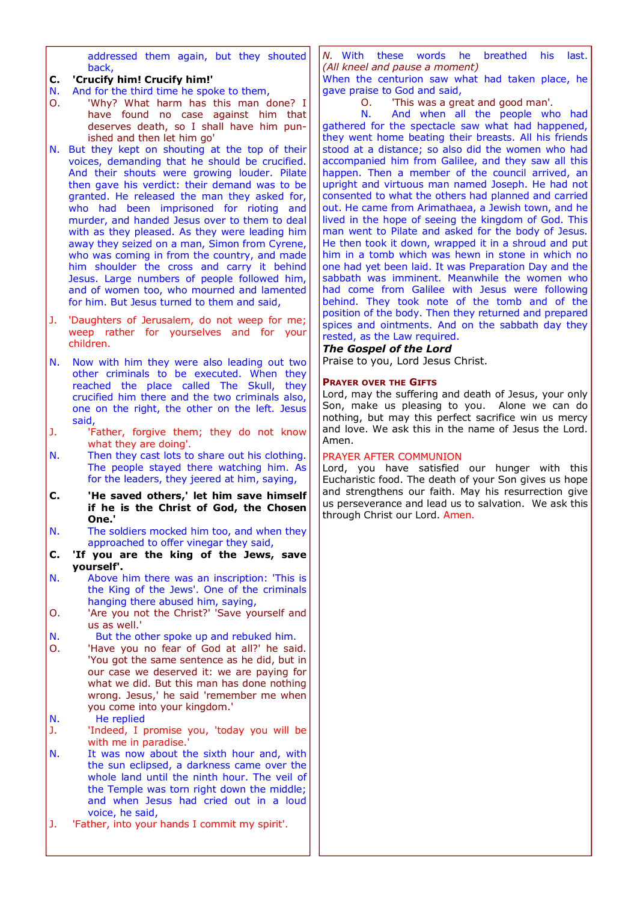addressed them again, but they shouted back,

**C. 'Crucify him! Crucify him!'**

N. And for the third time he spoke to them,

O. 'Why? What harm has this man done? I have found no case against him that deserves death, so I shall have him punished and then let him go'

N. But they kept on shouting at the top of their voices, demanding that he should be crucified. And their shouts were growing louder. Pilate then gave his verdict: their demand was to be granted. He released the man they asked for, who had been imprisoned for rioting and murder, and handed Jesus over to them to deal with as they pleased. As they were leading him away they seized on a man, Simon from Cyrene, who was coming in from the country, and made him shoulder the cross and carry it behind Jesus. Large numbers of people followed him, and of women too, who mourned and lamented for him. But Jesus turned to them and said,

J. 'Daughters of Jerusalem, do not weep for me; weep rather for yourselves and for your children.

N. Now with him they were also leading out two other criminals to be executed. When they reached the place called The Skull, they crucified him there and the two criminals also, one on the right, the other on the left. Jesus said,

J. 'Father, forgive them; they do not know what they are doing'.

N. Then they cast lots to share out his clothing. The people stayed there watching him. As for the leaders, they jeered at him, saying,

**C. 'He saved others,' let him save himself if he is the Christ of God, the Chosen One.'**

N. The soldiers mocked him too, and when they approached to offer vinegar they said,

**C. 'If you are the king of the Jews, save yourself'.**

N. Above him there was an inscription: 'This is the King of the Jews'. One of the criminals hanging there abused him, saying,

O. 'Are you not the Christ?' 'Save yourself and us as well.'

N. But the other spoke up and rebuked him.

O. 'Have you no fear of God at all?' he said. 'You got the same sentence as he did, but in our case we deserved it: we are paying for what we did. But this man has done nothing wrong. Jesus,' he said 'remember me when you come into your kingdom.'

N. He replied

J. 'Indeed, I promise you, 'today you will be with me in paradise.'

N. It was now about the sixth hour and, with the sun eclipsed, a darkness came over the whole land until the ninth hour. The veil of the Temple was torn right down the middle; and when Jesus had cried out in a loud voice, he said,

J. 'Father, into your hands I commit my spirit'.

*N.* With these words he breathed his last.
*(All kneel and pause a moment)*
When the centurion saw what had taken place, he gave praise to God and said,

O. 'This was a great and good man'.

N. And when all the people who had gathered for the spectacle saw what had happened, they went home beating their breasts. All his friends stood at a distance; so also did the women who had accompanied him from Galilee, and they saw all this happen. Then a member of the council arrived, an upright and virtuous man named Joseph. He had not consented to what the others had planned and carried out. He came from Arimathaea, a Jewish town, and he lived in the hope of seeing the kingdom of God. This man went to Pilate and asked for the body of Jesus. He then took it down, wrapped it in a shroud and put him in a tomb which was hewn in stone in which no one had yet been laid. It was Preparation Day and the sabbath was imminent. Meanwhile the women who had come from Galilee with Jesus were following behind. They took note of the tomb and of the position of the body. Then they returned and prepared spices and ointments. And on the sabbath day they rested, as the Law required.

***The Gospel of the Lord***

Praise to you, Lord Jesus Christ.

## Prayer over the Gifts

Lord, may the suffering and death of Jesus, your only Son, make us pleasing to you. Alone we can do nothing, but may this perfect sacrifice win us mercy and love. We ask this in the name of Jesus the Lord. Amen.

## PRAYER AFTER COMMUNION

Lord, you have satisfied our hunger with this Eucharistic food. The death of your Son gives us hope and strengthens our faith. May his resurrection give us perseverance and lead us to salvation. We ask this through Christ our Lord. Amen.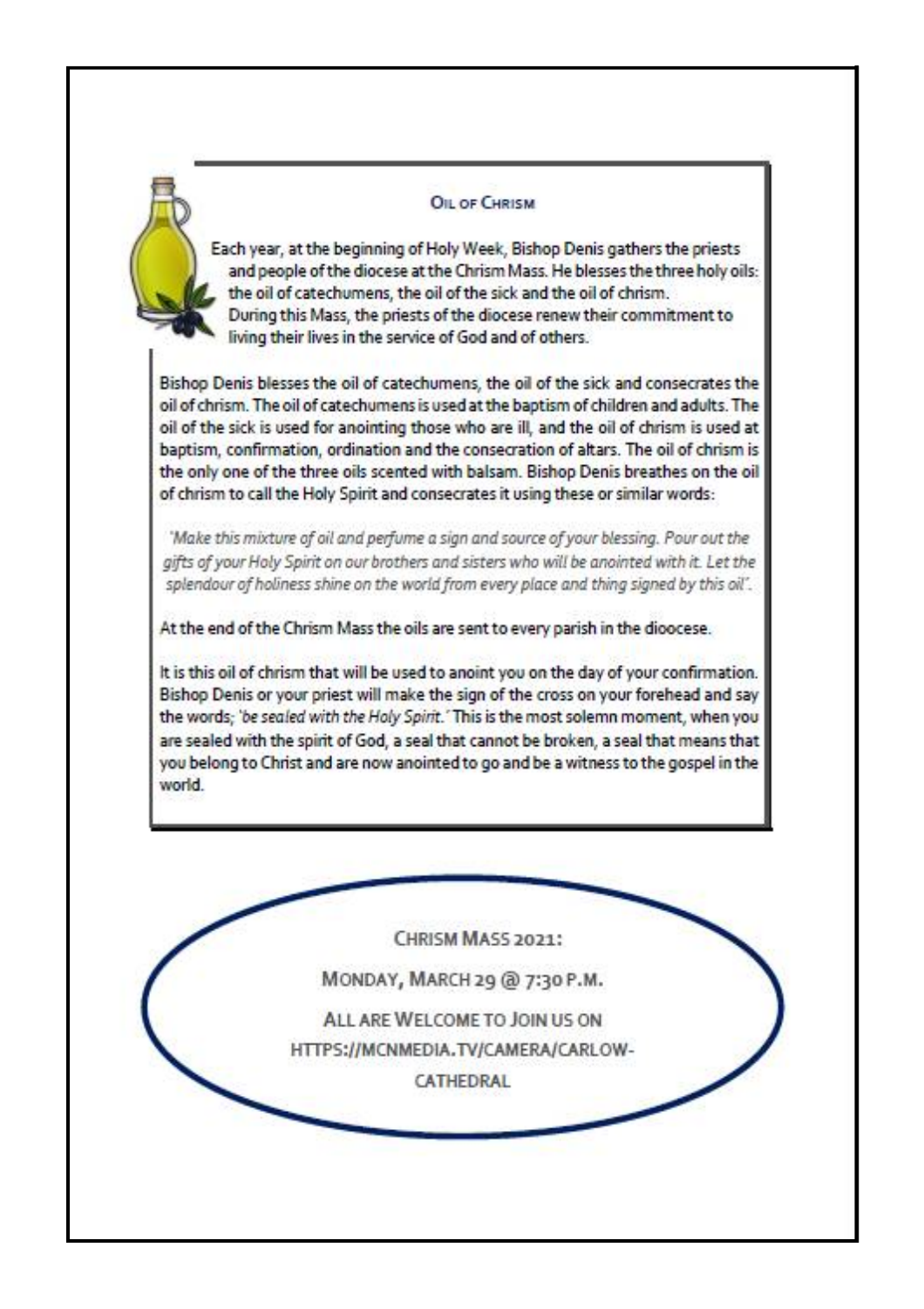## Oil of Chrism

Each year, at the beginning of Holy Week, Bishop Denis gathers the priests and people of the diocese at the Chrism Mass. He blesses the three holy oils: the oil of catechumens, the oil of the sick and the oil of chrism. During this Mass, the priests of the diocese renew their commitment to living their lives in the service of God and of others.

Bishop Denis blesses the oil of catechumens, the oil of the sick and consecrates the oil of chrism. The oil of catechumens is used at the baptism of children and adults. The oil of the sick is used for anointing those who are ill, and the oil of chrism is used at baptism, confirmation, ordination and the consecration of altars. The oil of chrism is the only one of the three oils scented with balsam. Bishop Denis breathes on the oil of chrism to call the Holy Spirit and consecrates it using these or similar words:

*'Make this mixture of oil and perfume a sign and source of your blessing. Pour out the gifts of your Holy Spirit on our brothers and sisters who will be anointed with it. Let the splendour of holiness shine on the world from every place and thing signed by this oil'.*

At the end of the Chrism Mass the oils are sent to every parish in the diocese.

It is this oil of chrism that will be used to anoint you on the day of your confirmation. Bishop Denis or your priest will make the sign of the cross on your forehead and say the words; *'be sealed with the Holy Spirit.'* This is the most solemn moment, when you are sealed with the spirit of God, a seal that cannot be broken, a seal that means that you belong to Christ and are now anointed to go and be a witness to the gospel in the world.

CHRISM MASS 2021:

MONDAY, MARCH 29 @ 7:30 P.M.

ALL ARE WELCOME TO JOIN US ON HTTPS://MCNMEDIA.TV/CAMERA/CARLOW-CATHEDRAL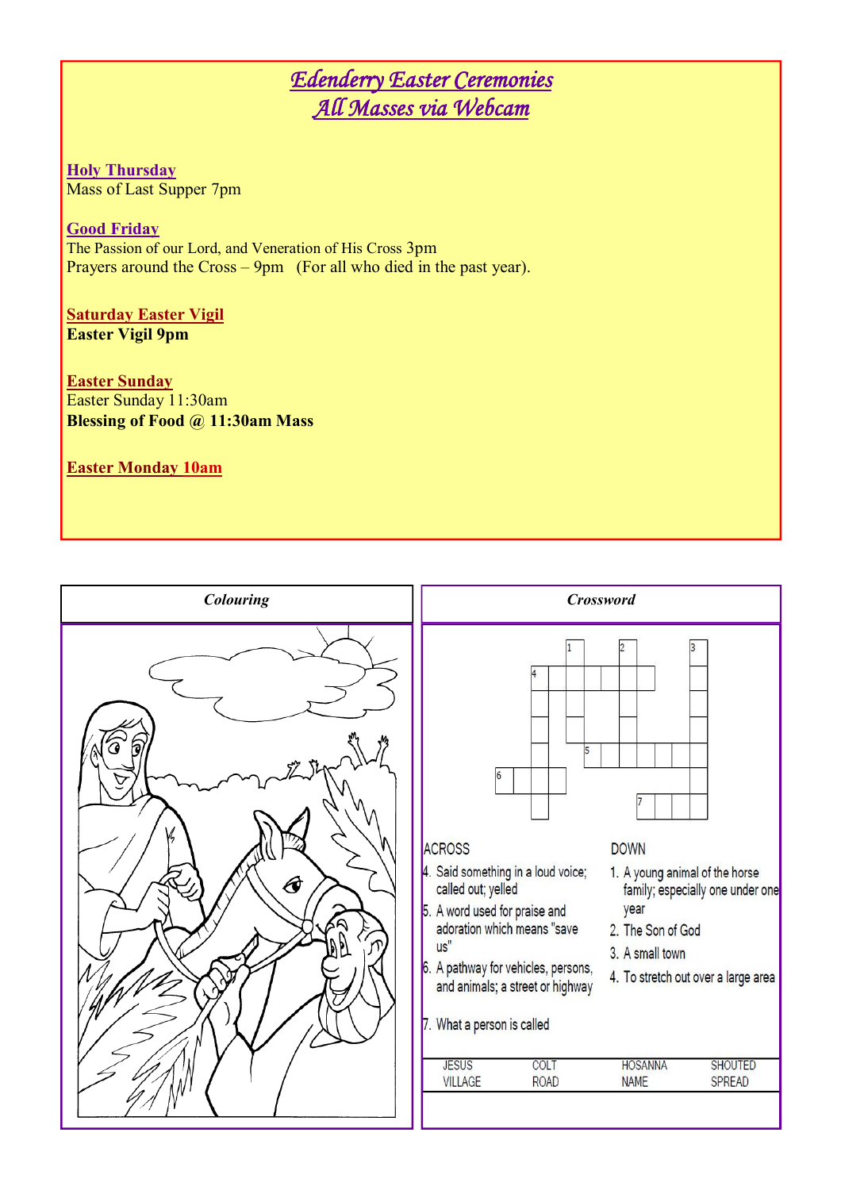# *Edenderry Easter Ceremonies*
# *All Masses via Webcam*

**Holy Thursday**
Mass of Last Supper 7pm

**Good Friday**
The Passion of our Lord, and Veneration of His Cross 3pm
Prayers around the Cross – 9pm (For all who died in the past year).

**Saturday Easter Vigil**
**Easter Vigil 9pm**

**Easter Sunday**
Easter Sunday 11:30am
**Blessing of Food @ 11:30am Mass**

**Easter Monday 10am**

### *Colouring*

### *Crossword*

ACROSS

4. Said something in a loud voice; called out; yelled
5. A word used for praise and adoration which means "save us"
6. A pathway for vehicles, persons, and animals; a street or highway
7. What a person is called

DOWN

1. A young animal of the horse family; especially one under one year
2. The Son of God
3. A small town
4. To stretch out over a large area

| | | | |
|---|---|---|---|
| JESUS | COLT | HOSANNA | SHOUTED |
| VILLAGE | ROAD | NAME | SPREAD |